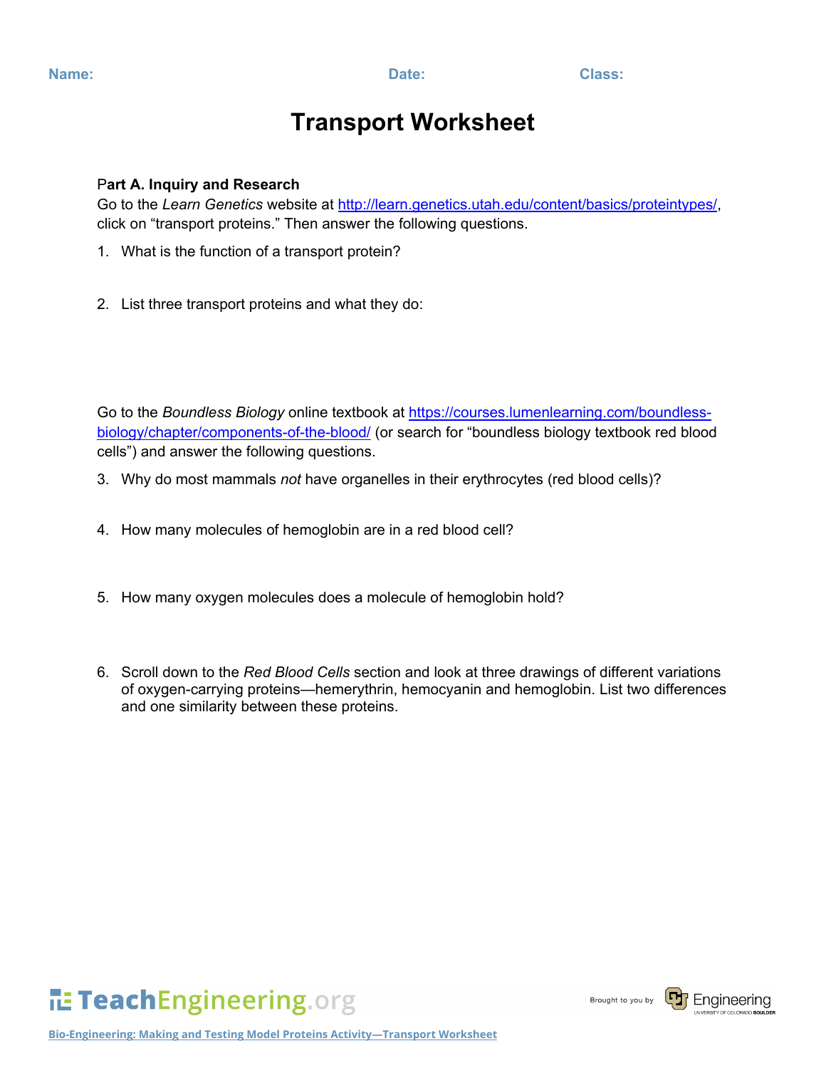Name: Date: Class:

# Transport Worksheet

**Part A. Inquiry and Research**

Go to the *Learn Genetics* website at http://learn.genetics.utah.edu/content/basics/proteintypes/, click on "transport proteins." Then answer the following questions.

1. What is the function of a transport protein?

2. List three transport proteins and what they do:

Go to the *Boundless Biology* online textbook at https://courses.lumenlearning.com/boundless-biology/chapter/components-of-the-blood/ (or search for "boundless biology textbook red blood cells") and answer the following questions.

3. Why do most mammals *not* have organelles in their erythrocytes (red blood cells)?

4. How many molecules of hemoglobin are in a red blood cell?

5. How many oxygen molecules does a molecule of hemoglobin hold?

6. Scroll down to the *Red Blood Cells* section and look at three drawings of different variations of oxygen-carrying proteins—hemerythrin, hemocyanin and hemoglobin. List two differences and one similarity between these proteins.

Bio-Engineering: Making and Testing Model Proteins Activity—Transport Worksheet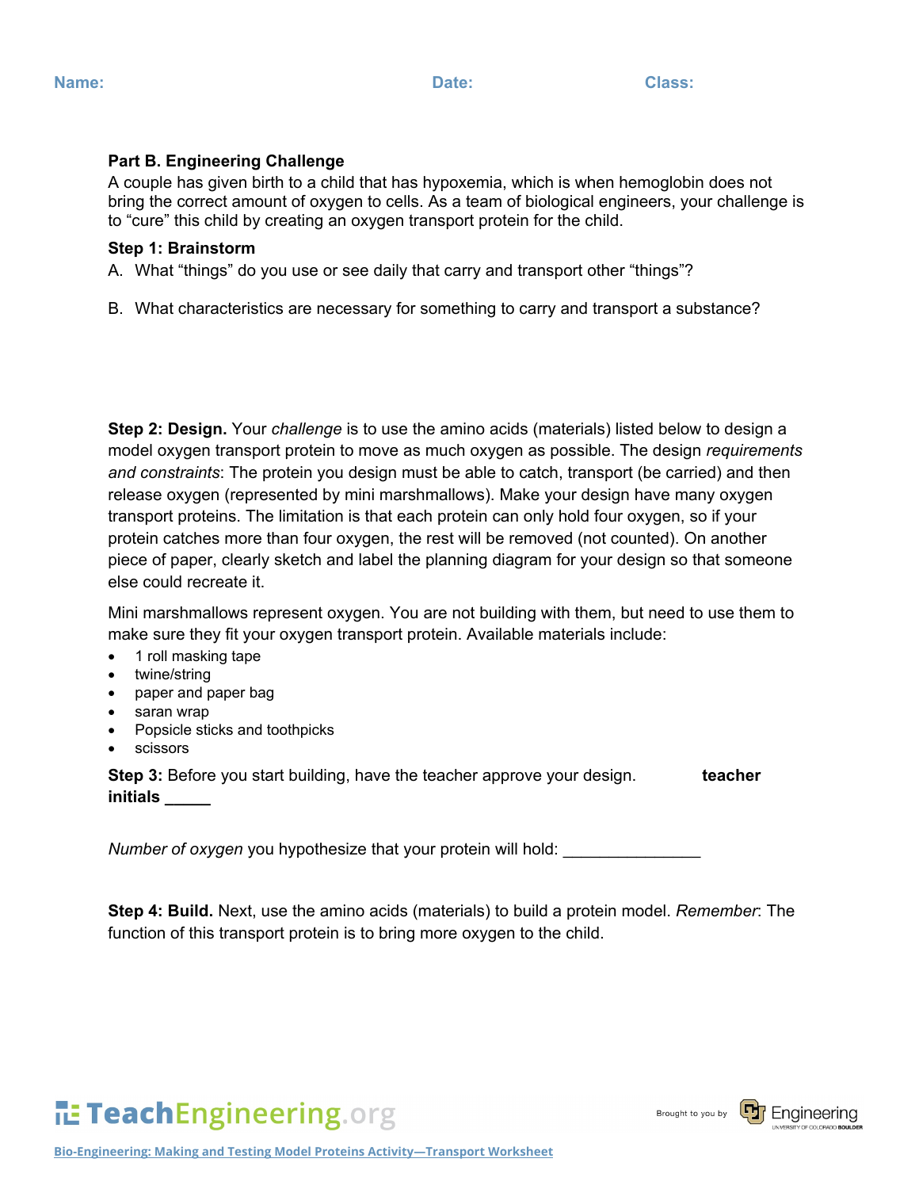Name: Date: Class:

**Part B. Engineering Challenge**

A couple has given birth to a child that has hypoxemia, which is when hemoglobin does not bring the correct amount of oxygen to cells. As a team of biological engineers, your challenge is to "cure" this child by creating an oxygen transport protein for the child.

**Step 1: Brainstorm**

A. What "things" do you use or see daily that carry and transport other "things"?

B. What characteristics are necessary for something to carry and transport a substance?

**Step 2: Design.** Your *challenge* is to use the amino acids (materials) listed below to design a model oxygen transport protein to move as much oxygen as possible. The design *requirements and constraints*: The protein you design must be able to catch, transport (be carried) and then release oxygen (represented by mini marshmallows). Make your design have many oxygen transport proteins. The limitation is that each protein can only hold four oxygen, so if your protein catches more than four oxygen, the rest will be removed (not counted). On another piece of paper, clearly sketch and label the planning diagram for your design so that someone else could recreate it.

Mini marshmallows represent oxygen. You are not building with them, but need to use them to make sure they fit your oxygen transport protein. Available materials include:

- 1 roll masking tape
- twine/string
- paper and paper bag
- saran wrap
- Popsicle sticks and toothpicks
- scissors

**Step 3:** Before you start building, have the teacher approve your design. **teacher initials _____**

*Number of oxygen* you hypothesize that your protein will hold: _______________

**Step 4: Build.** Next, use the amino acids (materials) to build a protein model. *Remember*: The function of this transport protein is to bring more oxygen to the child.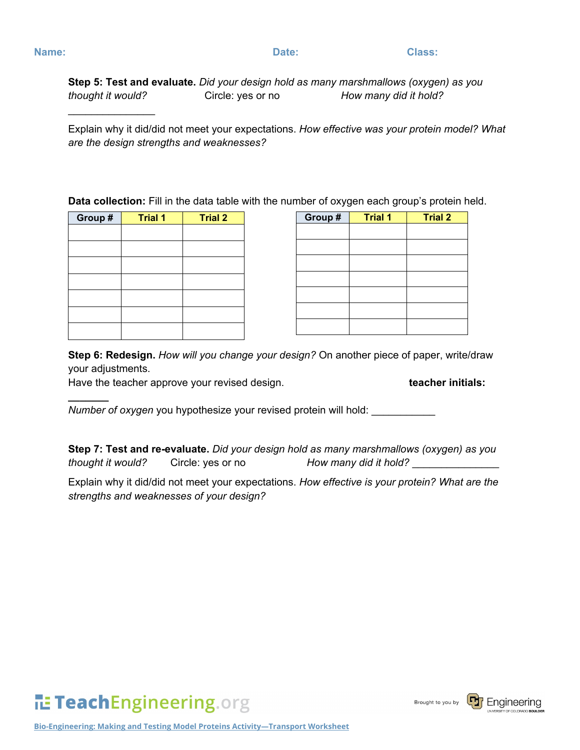**Name:** **Date:** **Class:**

**Step 5: Test and evaluate.** *Did your design hold as many marshmallows (oxygen) as you thought it would?* Circle: yes or no *How many did it hold?* _______________

Explain why it did/did not meet your expectations. *How effective was your protein model? What are the design strengths and weaknesses?*

**Data collection:** Fill in the data table with the number of oxygen each group's protein held.

| Group # | Trial 1 | Trial 2 |
|---|---|---|
| | | |
| | | |
| | | |
| | | |
| | | |
| | | |
| | | |

| Group # | Trial 1 | Trial 2 |
|---|---|---|
| | | |
| | | |
| | | |
| | | |
| | | |
| | | |
| | | |

**Step 6: Redesign.** *How will you change your design?* On another piece of paper, write/draw your adjustments.

Have the teacher approve your revised design. **teacher initials:** _______

*Number of oxygen* you hypothesize your revised protein will hold: ___________

**Step 7: Test and re-evaluate.** *Did your design hold as many marshmallows (oxygen) as you thought it would?* Circle: yes or no *How many did it hold?* _______________

Explain why it did/did not meet your expectations. *How effective is your protein? What are the strengths and weaknesses of your design?*

Bio-Engineering: Making and Testing Model Proteins Activity—Transport Worksheet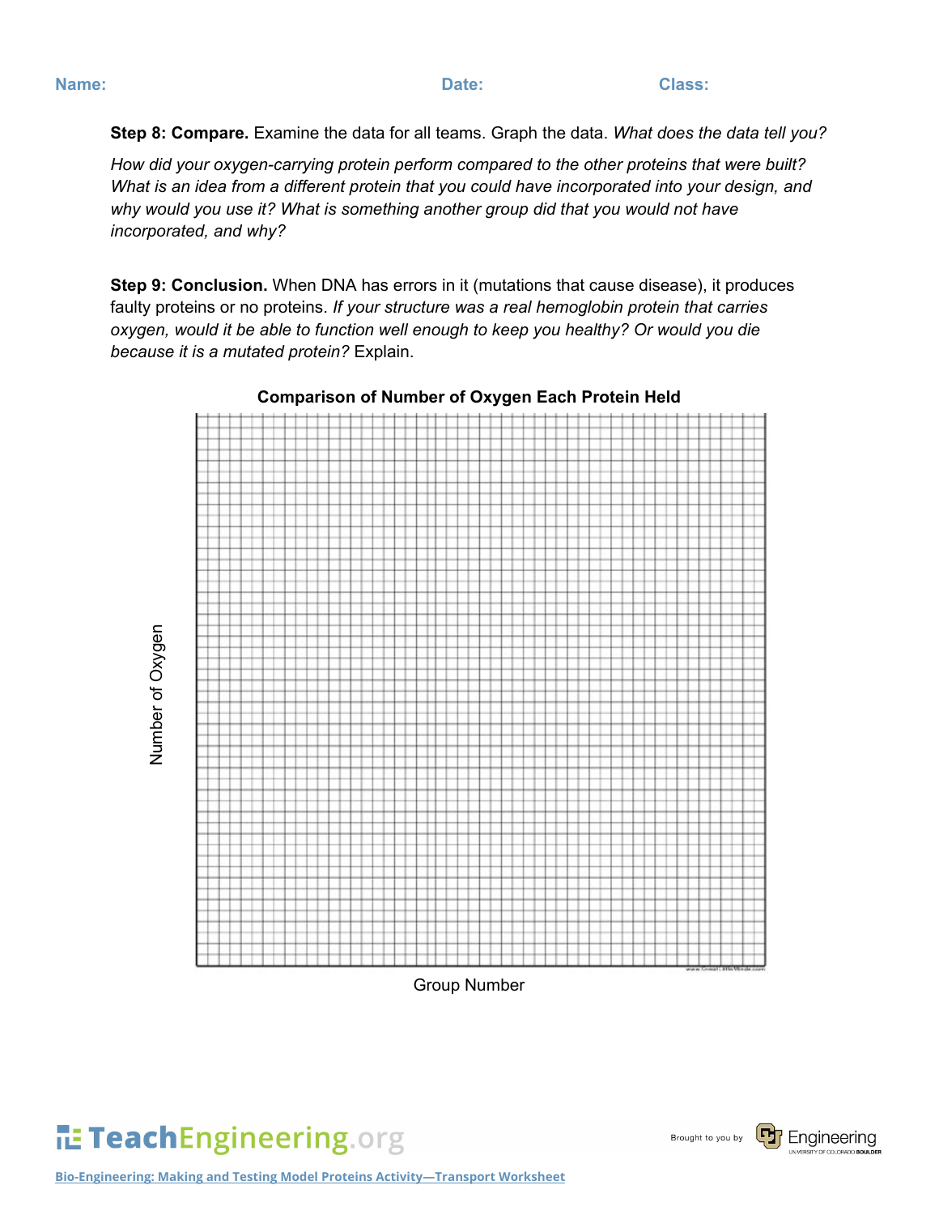**Name:** **Date:** **Class:**

**Step 8: Compare.** Examine the data for all teams. Graph the data. *What does the data tell you?*

*How did your oxygen-carrying protein perform compared to the other proteins that were built? What is an idea from a different protein that you could have incorporated into your design, and why would you use it? What is something another group did that you would not have incorporated, and why?*

**Step 9: Conclusion.** When DNA has errors in it (mutations that cause disease), it produces faulty proteins or no proteins. *If your structure was a real hemoglobin protein that carries oxygen, would it be able to function well enough to keep you healthy? Or would you die because it is a mutated protein?* Explain.

**Comparison of Number of Oxygen Each Protein Held**

Number of Oxygen

Group Number